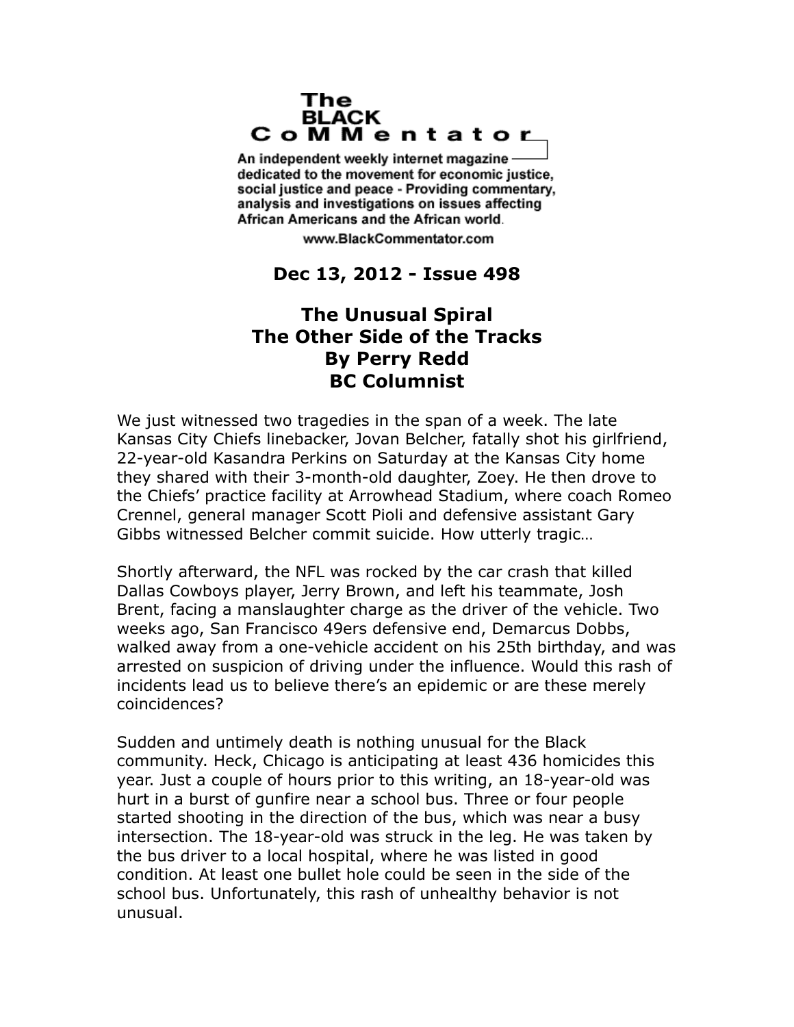# The BLACK CoMMentator

An independent weekly internet magazine dedicated to the movement for economic justice, social justice and peace - Providing commentary, analysis and investigations on issues affecting African Americans and the African world.

www.BlackCommentator.com

**Dec 13, 2012 - Issue 498**

## The Unusual Spiral
## The Other Side of the Tracks
## By Perry Redd
## BC Columnist

We just witnessed two tragedies in the span of a week. The late Kansas City Chiefs linebacker, Jovan Belcher, fatally shot his girlfriend, 22-year-old Kasandra Perkins on Saturday at the Kansas City home they shared with their 3-month-old daughter, Zoey. He then drove to the Chiefs' practice facility at Arrowhead Stadium, where coach Romeo Crennel, general manager Scott Pioli and defensive assistant Gary Gibbs witnessed Belcher commit suicide. How utterly tragic…

Shortly afterward, the NFL was rocked by the car crash that killed Dallas Cowboys player, Jerry Brown, and left his teammate, Josh Brent, facing a manslaughter charge as the driver of the vehicle. Two weeks ago, San Francisco 49ers defensive end, Demarcus Dobbs, walked away from a one-vehicle accident on his 25th birthday, and was arrested on suspicion of driving under the influence. Would this rash of incidents lead us to believe there's an epidemic or are these merely coincidences?

Sudden and untimely death is nothing unusual for the Black community. Heck, Chicago is anticipating at least 436 homicides this year. Just a couple of hours prior to this writing, an 18-year-old was hurt in a burst of gunfire near a school bus. Three or four people started shooting in the direction of the bus, which was near a busy intersection. The 18-year-old was struck in the leg. He was taken by the bus driver to a local hospital, where he was listed in good condition. At least one bullet hole could be seen in the side of the school bus. Unfortunately, this rash of unhealthy behavior is not unusual.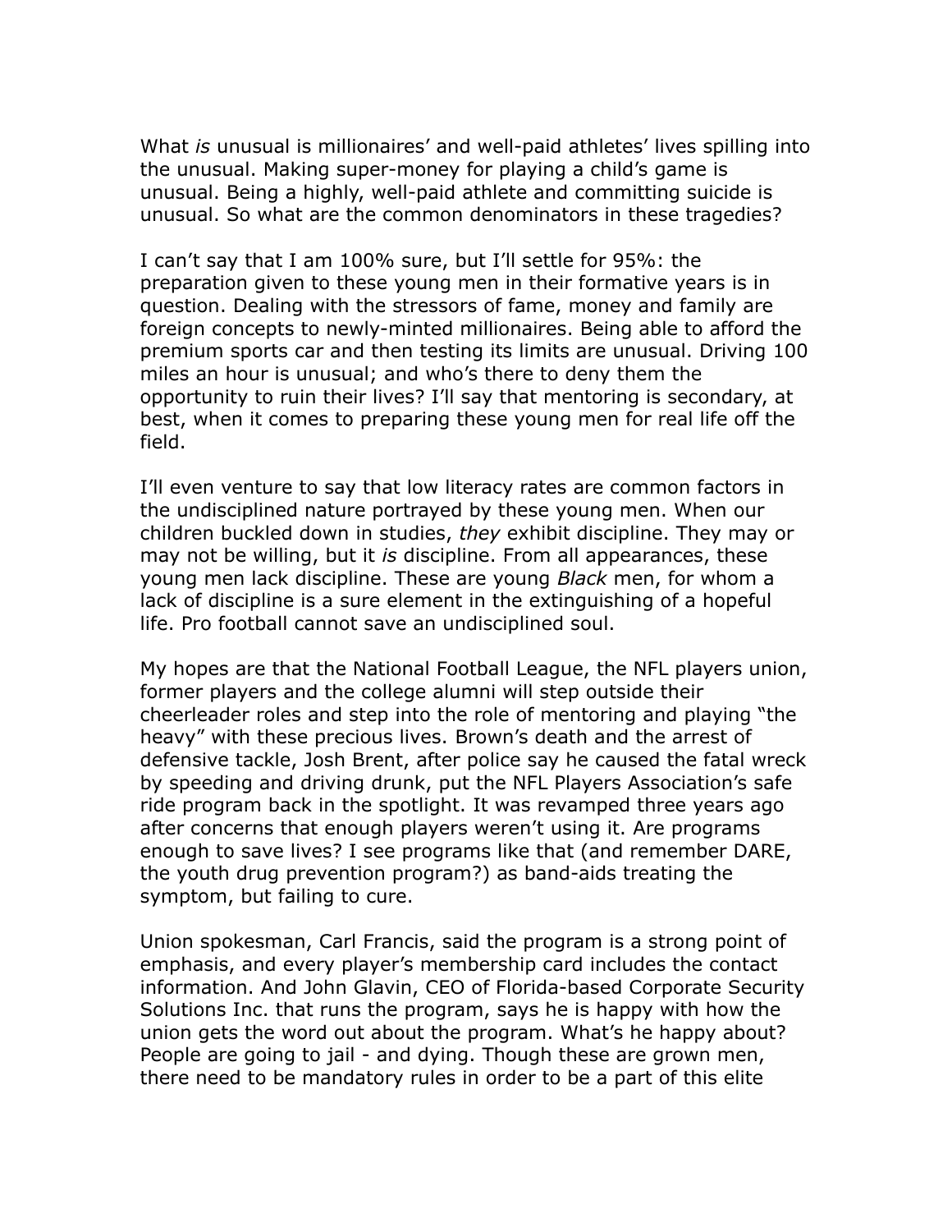What *is* unusual is millionaires' and well-paid athletes' lives spilling into the unusual. Making super-money for playing a child's game is unusual. Being a highly, well-paid athlete and committing suicide is unusual. So what are the common denominators in these tragedies?

I can't say that I am 100% sure, but I'll settle for 95%: the preparation given to these young men in their formative years is in question. Dealing with the stressors of fame, money and family are foreign concepts to newly-minted millionaires. Being able to afford the premium sports car and then testing its limits are unusual. Driving 100 miles an hour is unusual; and who's there to deny them the opportunity to ruin their lives? I'll say that mentoring is secondary, at best, when it comes to preparing these young men for real life off the field.

I'll even venture to say that low literacy rates are common factors in the undisciplined nature portrayed by these young men. When our children buckled down in studies, *they* exhibit discipline. They may or may not be willing, but it *is* discipline. From all appearances, these young men lack discipline. These are young *Black* men, for whom a lack of discipline is a sure element in the extinguishing of a hopeful life. Pro football cannot save an undisciplined soul.

My hopes are that the National Football League, the NFL players union, former players and the college alumni will step outside their cheerleader roles and step into the role of mentoring and playing "the heavy" with these precious lives. Brown's death and the arrest of defensive tackle, Josh Brent, after police say he caused the fatal wreck by speeding and driving drunk, put the NFL Players Association's safe ride program back in the spotlight. It was revamped three years ago after concerns that enough players weren't using it. Are programs enough to save lives? I see programs like that (and remember DARE, the youth drug prevention program?) as band-aids treating the symptom, but failing to cure.

Union spokesman, Carl Francis, said the program is a strong point of emphasis, and every player's membership card includes the contact information. And John Glavin, CEO of Florida-based Corporate Security Solutions Inc. that runs the program, says he is happy with how the union gets the word out about the program. What's he happy about? People are going to jail - and dying. Though these are grown men, there need to be mandatory rules in order to be a part of this elite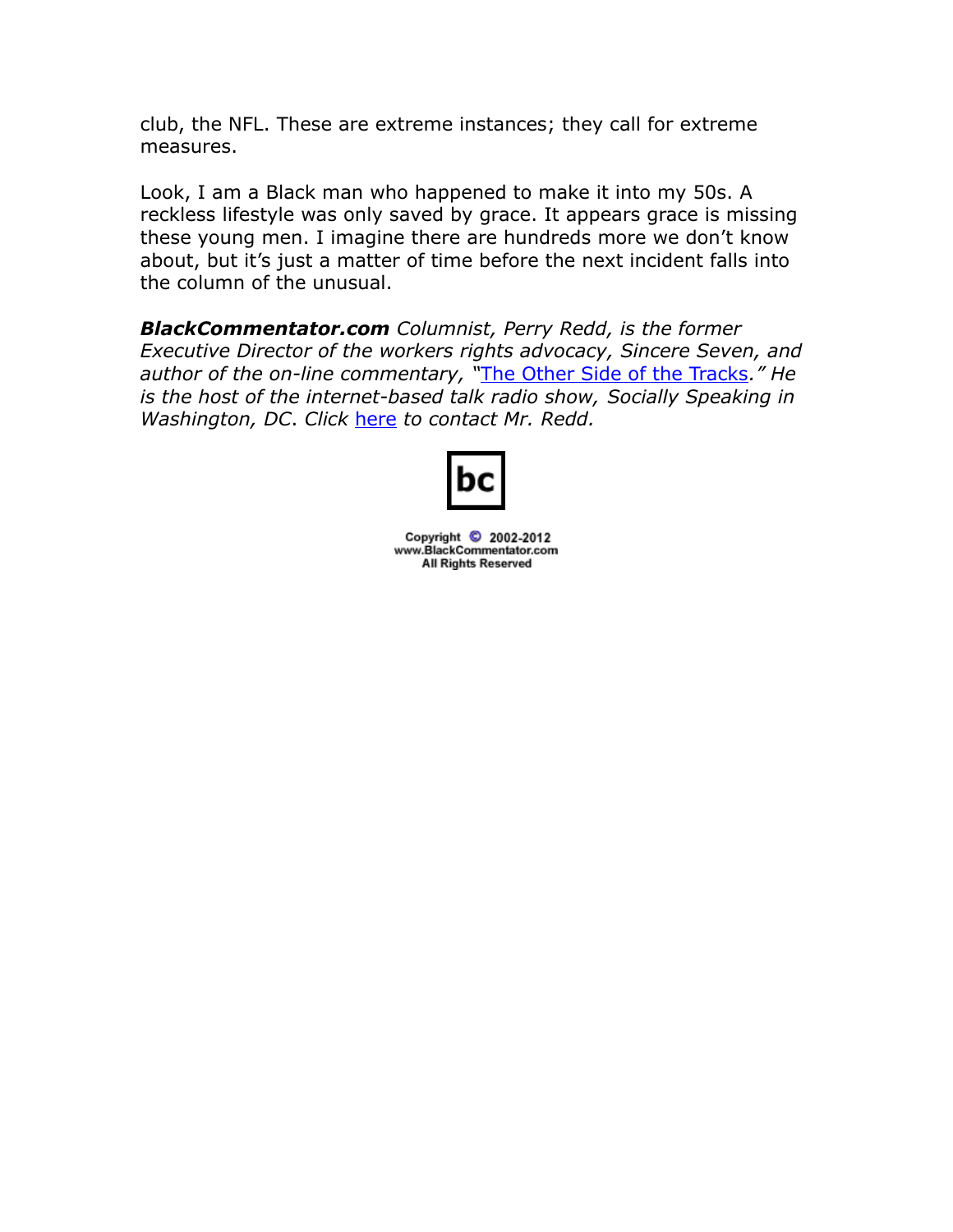club, the NFL. These are extreme instances; they call for extreme measures.

Look, I am a Black man who happened to make it into my 50s. A reckless lifestyle was only saved by grace. It appears grace is missing these young men. I imagine there are hundreds more we don't know about, but it's just a matter of time before the next incident falls into the column of the unusual.

***BlackCommentator.com*** *Columnist, Perry Redd, is the former Executive Director of the workers rights advocacy, Sincere Seven, and author of the on-line commentary, "*[The Other Side of the Tracks](#)*." He is the host of the internet-based talk radio show, Socially Speaking in Washington, DC. Click* [here](#) *to contact Mr. Redd.*

bc

Copyright © 2002-2012
www.BlackCommentator.com
All Rights Reserved